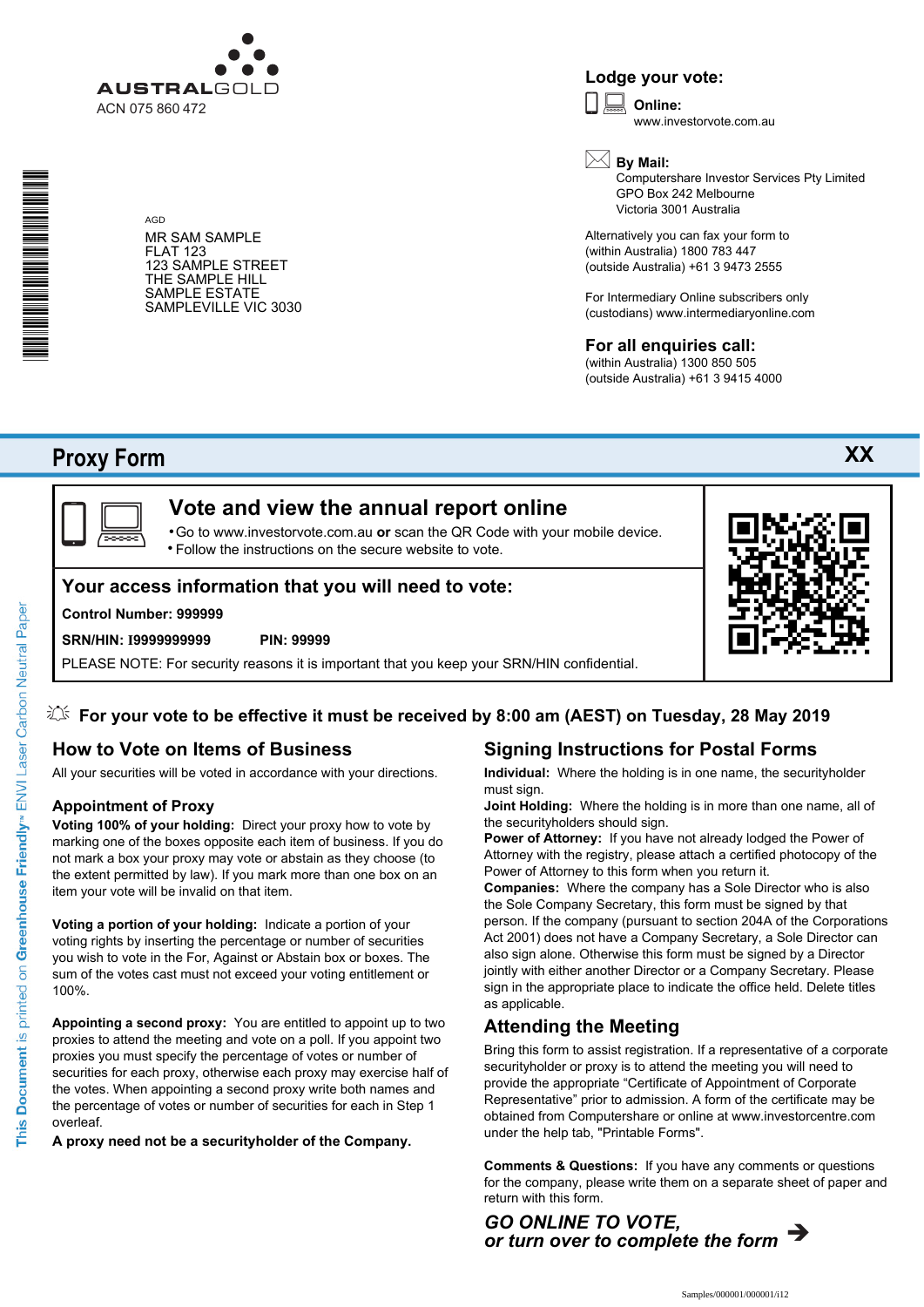AUSTRALGOLD
ACN 075 860 472

AGD
MR SAM SAMPLE
FLAT 123
123 SAMPLE STREET
THE SAMPLE HILL
SAMPLE ESTATE
SAMPLEVILLE VIC 3030

## Lodge your vote:

**Online:**
www.investorvote.com.au

**By Mail:**
Computershare Investor Services Pty Limited
GPO Box 242 Melbourne
Victoria 3001 Australia

Alternatively you can fax your form to
(within Australia) 1800 783 447
(outside Australia) +61 3 9473 2555

For Intermediary Online subscribers only
(custodians) www.intermediaryonline.com

## For all enquiries call:

(within Australia) 1300 850 505
(outside Australia) +61 3 9415 4000

# Proxy Form

XX

## Vote and view the annual report online

- Go to www.investorvote.com.au **or** scan the QR Code with your mobile device.
- Follow the instructions on the secure website to vote.

## Your access information that you will need to vote:

**Control Number: 999999**

**SRN/HIN: I9999999999** **PIN: 99999**

PLEASE NOTE: For security reasons it is important that you keep your SRN/HIN confidential.

**For your vote to be effective it must be received by 8:00 am (AEST) on Tuesday, 28 May 2019**

## How to Vote on Items of Business

All your securities will be voted in accordance with your directions.

### Appointment of Proxy

**Voting 100% of your holding:** Direct your proxy how to vote by marking one of the boxes opposite each item of business. If you do not mark a box your proxy may vote or abstain as they choose (to the extent permitted by law). If you mark more than one box on an item your vote will be invalid on that item.

**Voting a portion of your holding:** Indicate a portion of your voting rights by inserting the percentage or number of securities you wish to vote in the For, Against or Abstain box or boxes. The sum of the votes cast must not exceed your voting entitlement or 100%.

**Appointing a second proxy:** You are entitled to appoint up to two proxies to attend the meeting and vote on a poll. If you appoint two proxies you must specify the percentage of votes or number of securities for each proxy, otherwise each proxy may exercise half of the votes. When appointing a second proxy write both names and the percentage of votes or number of securities for each in Step 1 overleaf.

**A proxy need not be a securityholder of the Company.**

## Signing Instructions for Postal Forms

**Individual:** Where the holding is in one name, the securityholder must sign.

**Joint Holding:** Where the holding is in more than one name, all of the securityholders should sign.

**Power of Attorney:** If you have not already lodged the Power of Attorney with the registry, please attach a certified photocopy of the Power of Attorney to this form when you return it.

**Companies:** Where the company has a Sole Director who is also the Sole Company Secretary, this form must be signed by that person. If the company (pursuant to section 204A of the Corporations Act 2001) does not have a Company Secretary, a Sole Director can also sign alone. Otherwise this form must be signed by a Director jointly with either another Director or a Company Secretary. Please sign in the appropriate place to indicate the office held. Delete titles as applicable.

## Attending the Meeting

Bring this form to assist registration. If a representative of a corporate securityholder or proxy is to attend the meeting you will need to provide the appropriate "Certificate of Appointment of Corporate Representative" prior to admission. A form of the certificate may be obtained from Computershare or online at www.investorcentre.com under the help tab, "Printable Forms".

**Comments & Questions:** If you have any comments or questions for the company, please write them on a separate sheet of paper and return with this form.

***GO ONLINE TO VOTE,***
***or turn over to complete the form***

This Document is printed on Greenhouse Friendly™ ENVI Laser Carbon Neutral Paper

Samples/000001/000001/i12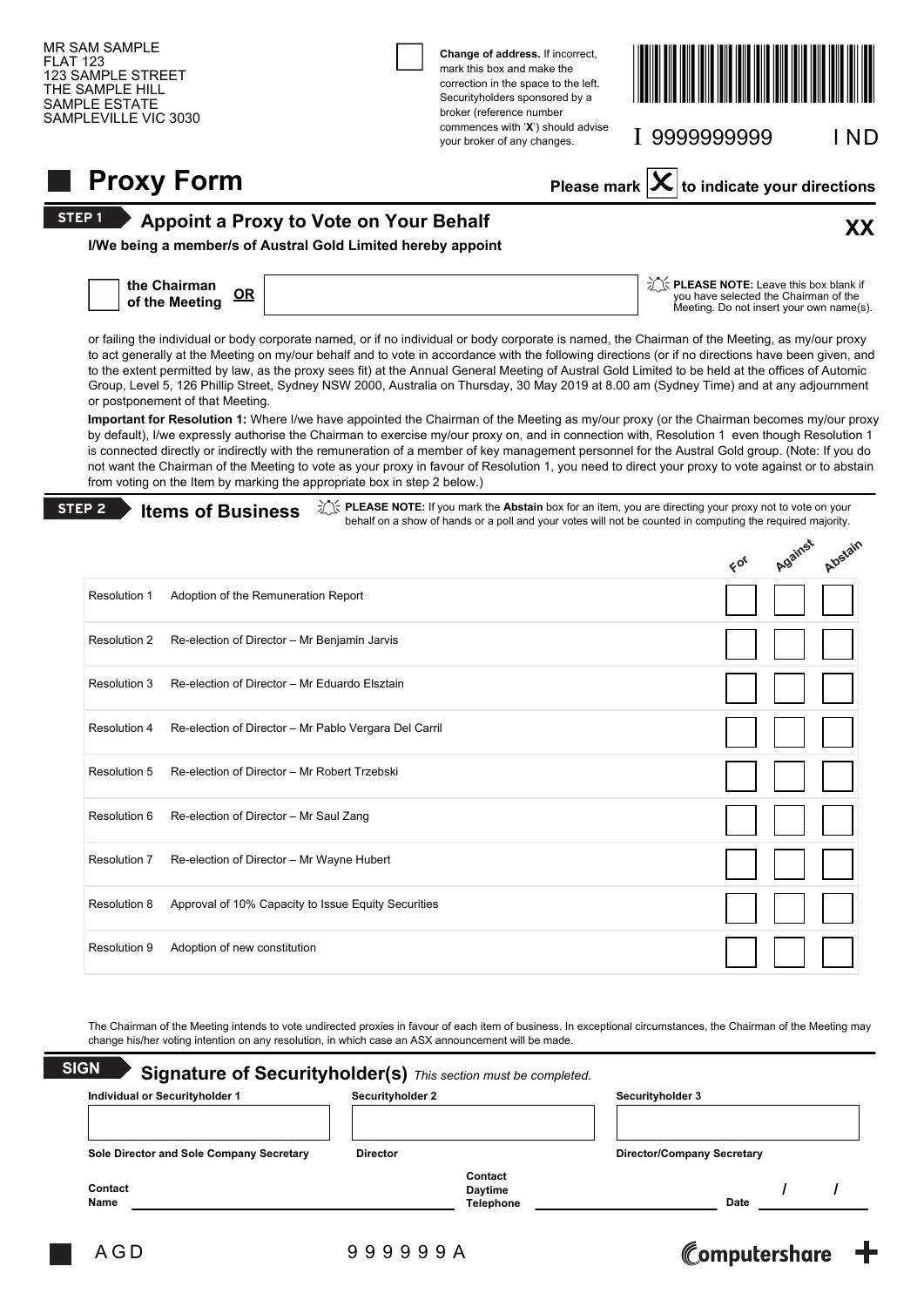MR SAM SAMPLE
FLAT 123
123 SAMPLE STREET
THE SAMPLE HILL
SAMPLE ESTATE
SAMPLEVILLE VIC 3030

☐ **Change of address.** If incorrect, mark this box and make the correction in the space to the left. Securityholders sponsored by a broker (reference number commences with '**X**') should advise your broker of any changes.

I 9999999999 IND

# Proxy Form

**Please mark ☒ to indicate your directions**

## STEP 1 Appoint a Proxy to Vote on Your Behalf

**XX**

**I/We being a member/s of Austral Gold Limited hereby appoint**

☐ **the Chairman of the Meeting** **OR** ____________________

**PLEASE NOTE:** Leave this box blank if you have selected the Chairman of the Meeting. Do not insert your own name(s).

or failing the individual or body corporate named, or if no individual or body corporate is named, the Chairman of the Meeting, as my/our proxy to act generally at the Meeting on my/our behalf and to vote in accordance with the following directions (or if no directions have been given, and to the extent permitted by law, as the proxy sees fit) at the Annual General Meeting of Austral Gold Limited to be held at the offices of Automic Group, Level 5, 126 Phillip Street, Sydney NSW 2000, Australia on Thursday, 30 May 2019 at 8.00 am (Sydney Time) and at any adjournment or postponement of that Meeting.

**Important for Resolution 1:** Where I/we have appointed the Chairman of the Meeting as my/our proxy (or the Chairman becomes my/our proxy by default), I/we expressly authorise the Chairman to exercise my/our proxy on, and in connection with, Resolution 1 even though Resolution 1 is connected directly or indirectly with the remuneration of a member of key management personnel for the Austral Gold group. (Note: If you do not want the Chairman of the Meeting to vote as your proxy in favour of Resolution 1, you need to direct your proxy to vote against or to abstain from voting on the Item by marking the appropriate box in step 2 below.)

## STEP 2 Items of Business

**PLEASE NOTE:** If you mark the **Abstain** box for an item, you are directing your proxy not to vote on your behalf on a show of hands or a poll and your votes will not be counted in computing the required majority.

| | | For | Against | Abstain |
|---|---|---|---|---|
| Resolution 1 | Adoption of the Remuneration Report | ☐ | ☐ | ☐ |
| Resolution 2 | Re-election of Director – Mr Benjamin Jarvis | ☐ | ☐ | ☐ |
| Resolution 3 | Re-election of Director – Mr Eduardo Elsztain | ☐ | ☐ | ☐ |
| Resolution 4 | Re-election of Director – Mr Pablo Vergara Del Carril | ☐ | ☐ | ☐ |
| Resolution 5 | Re-election of Director – Mr Robert Trzebski | ☐ | ☐ | ☐ |
| Resolution 6 | Re-election of Director – Mr Saul Zang | ☐ | ☐ | ☐ |
| Resolution 7 | Re-election of Director – Mr Wayne Hubert | ☐ | ☐ | ☐ |
| Resolution 8 | Approval of 10% Capacity to Issue Equity Securities | ☐ | ☐ | ☐ |
| Resolution 9 | Adoption of new constitution | ☐ | ☐ | ☐ |

The Chairman of the Meeting intends to vote undirected proxies in favour of each item of business. In exceptional circumstances, the Chairman of the Meeting may change his/her voting intention on any resolution, in which case an ASX announcement will be made.

## SIGN Signature of Securityholder(s) *This section must be completed.*

| Individual or Securityholder 1 | Securityholder 2 | Securityholder 3 |
|---|---|---|
| | | |
| Sole Director and Sole Company Secretary | Director | Director/Company Secretary |

Contact Name ____________________ Contact Daytime Telephone ____________________ Date ___ / ___ / ___

AGD 999999A

Computershare